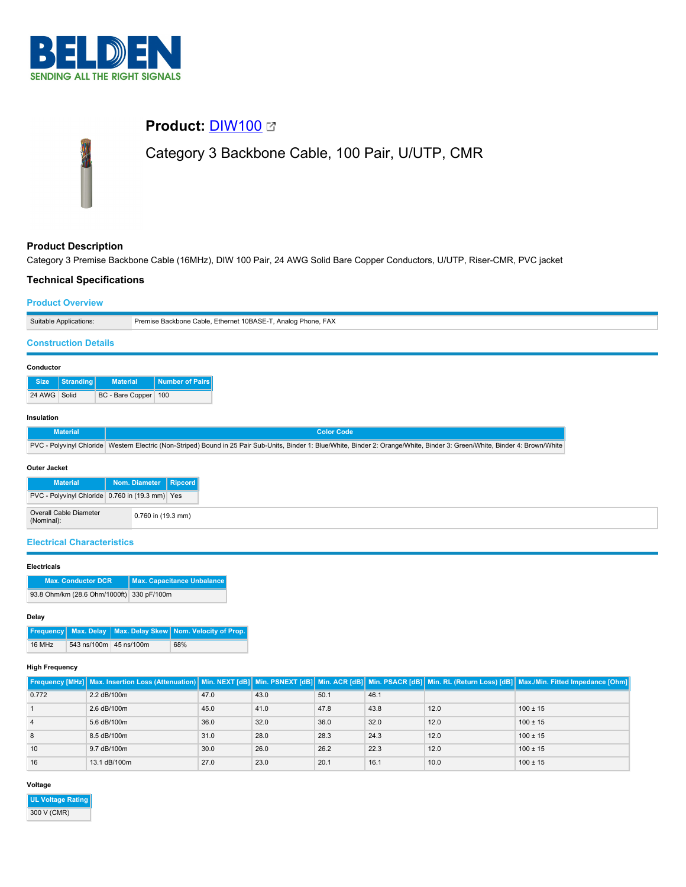# Product: DIW100

## Category 3 Backbone Cable, 100 Pair, U/UTP, CMR

### Product Description

Category 3 Premise Backbone Cable (16MHz), DIW 100 Pair, 24 AWG Solid Bare Copper Conductors, U/UTP, Riser-CMR, PVC jacket

### Technical Specifications

#### Product Overview

| Suitable Applications: | Premise Backbone Cable, Ethernet 10BASE-T, Analog Phone, FAX |
|---|---|

#### Construction Details

**Conductor**

| Size | Stranding | Material | Number of Pairs |
|---|---|---|---|
| 24 AWG | Solid | BC - Bare Copper | 100 |

**Insulation**

| Material | Color Code |
|---|---|
| PVC - Polyvinyl Chloride | Western Electric (Non-Striped) Bound in 25 Pair Sub-Units, Binder 1: Blue/White, Binder 2: Orange/White, Binder 3: Green/White, Binder 4: Brown/White |

**Outer Jacket**

| Material | Nom. Diameter | Ripcord |
|---|---|---|
| PVC - Polyvinyl Chloride | 0.760 in (19.3 mm) | Yes |

| Overall Cable Diameter (Nominal): | 0.760 in (19.3 mm) |
|---|---|

#### Electrical Characteristics

**Electricals**

| Max. Conductor DCR | Max. Capacitance Unbalance |
|---|---|
| 93.8 Ohm/km (28.6 Ohm/1000ft) | 330 pF/100m |

**Delay**

| Frequency | Max. Delay | Max. Delay Skew | Nom. Velocity of Prop. |
|---|---|---|---|
| 16 MHz | 543 ns/100m | 45 ns/100m | 68% |

**High Frequency**

| Frequency [MHz] | Max. Insertion Loss (Attenuation) | Min. NEXT [dB] | Min. PSNEXT [dB] | Min. ACR [dB] | Min. PSACR [dB] | Min. RL (Return Loss) [dB] | Max./Min. Fitted Impedance [Ohm] |
|---|---|---|---|---|---|---|---|
| 0.772 | 2.2 dB/100m | 47.0 | 43.0 | 50.1 | 46.1 | | |
| 1 | 2.6 dB/100m | 45.0 | 41.0 | 47.8 | 43.8 | 12.0 | 100 ± 15 |
| 4 | 5.6 dB/100m | 36.0 | 32.0 | 36.0 | 32.0 | 12.0 | 100 ± 15 |
| 8 | 8.5 dB/100m | 31.0 | 28.0 | 28.3 | 24.3 | 12.0 | 100 ± 15 |
| 10 | 9.7 dB/100m | 30.0 | 26.0 | 26.2 | 22.3 | 12.0 | 100 ± 15 |
| 16 | 13.1 dB/100m | 27.0 | 23.0 | 20.1 | 16.1 | 10.0 | 100 ± 15 |

**Voltage**

| UL Voltage Rating |
|---|
| 300 V (CMR) |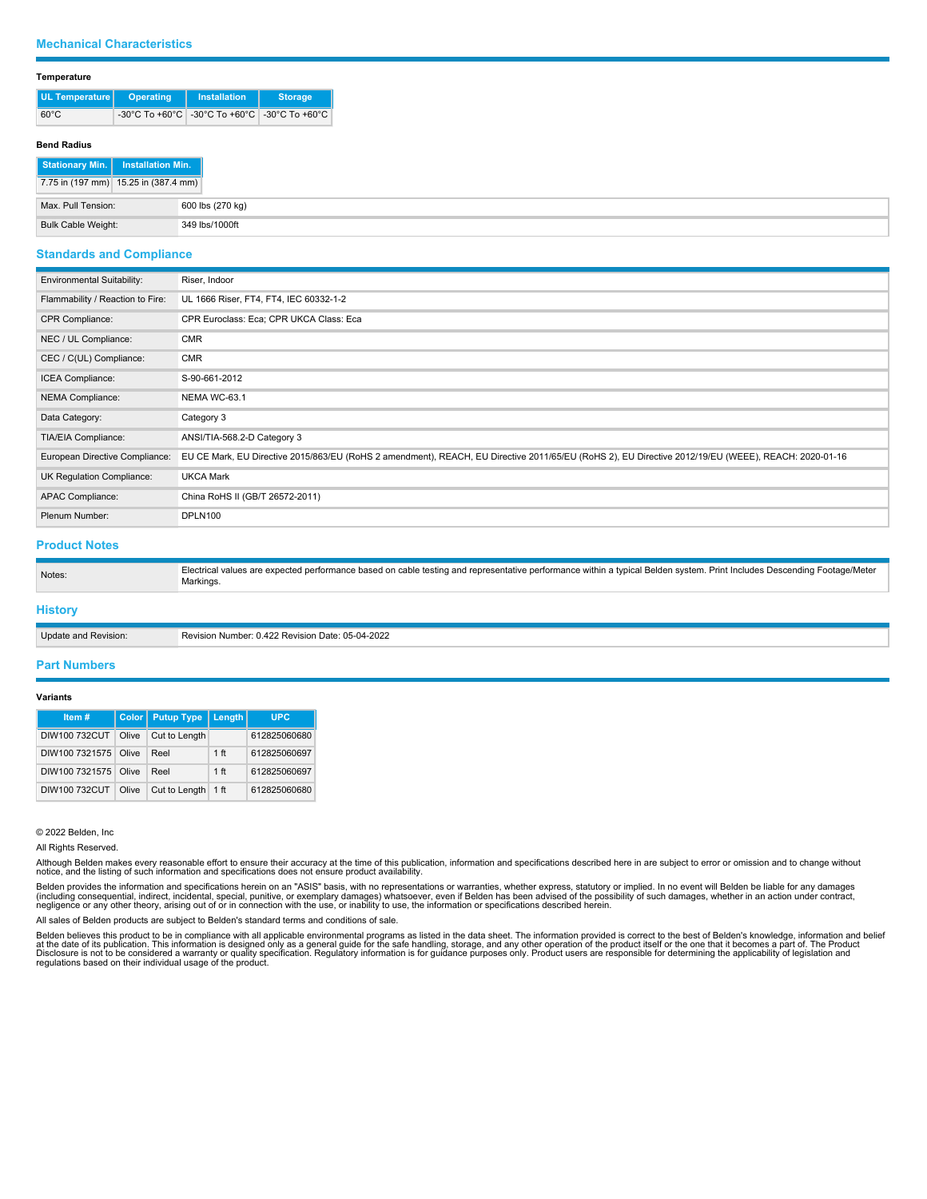## Mechanical Characteristics

#### Temperature

| UL Temperature | Operating | Installation | Storage |
| --- | --- | --- | --- |
| 60°C | -30°C To +60°C | -30°C To +60°C | -30°C To +60°C |

#### Bend Radius

| Stationary Min. | Installation Min. |
| --- | --- |
| 7.75 in (197 mm) | 15.25 in (387.4 mm) |

| | |
| --- | --- |
| Max. Pull Tension: | 600 lbs (270 kg) |
| Bulk Cable Weight: | 349 lbs/1000ft |

## Standards and Compliance

| | |
| --- | --- |
| Environmental Suitability: | Riser, Indoor |
| Flammability / Reaction to Fire: | UL 1666 Riser, FT4, FT4, IEC 60332-1-2 |
| CPR Compliance: | CPR Euroclass: Eca; CPR UKCA Class: Eca |
| NEC / UL Compliance: | CMR |
| CEC / C(UL) Compliance: | CMR |
| ICEA Compliance: | S-90-661-2012 |
| NEMA Compliance: | NEMA WC-63.1 |
| Data Category: | Category 3 |
| TIA/EIA Compliance: | ANSI/TIA-568.2-D Category 3 |
| European Directive Compliance: | EU CE Mark, EU Directive 2015/863/EU (RoHS 2 amendment), REACH, EU Directive 2011/65/EU (RoHS 2), EU Directive 2012/19/EU (WEEE), REACH: 2020-01-16 |
| UK Regulation Compliance: | UKCA Mark |
| APAC Compliance: | China RoHS II (GB/T 26572-2011) |
| Plenum Number: | DPLN100 |

## Product Notes

| | |
| --- | --- |
| Notes: | Electrical values are expected performance based on cable testing and representative performance within a typical Belden system. Print Includes Descending Footage/Meter Markings. |

## History

| | |
| --- | --- |
| Update and Revision: | Revision Number: 0.422 Revision Date: 05-04-2022 |

## Part Numbers

#### Variants

| Item # | Color | Putup Type | Length | UPC |
| --- | --- | --- | --- | --- |
| DIW100 732CUT | Olive | Cut to Length | | 612825060680 |
| DIW100 7321575 | Olive | Reel | 1 ft | 612825060697 |
| DIW100 7321575 | Olive | Reel | 1 ft | 612825060697 |
| DIW100 732CUT | Olive | Cut to Length | 1 ft | 612825060680 |

© 2022 Belden, Inc

All Rights Reserved.

Although Belden makes every reasonable effort to ensure their accuracy at the time of this publication, information and specifications described here in are subject to error or omission and to change without notice, and the listing of such information and specifications does not ensure product availability.

Belden provides the information and specifications herein on an "ASIS" basis, with no representations or warranties, whether express, statutory or implied. In no event will Belden be liable for any damages (including consequential, indirect, incidental, special, punitive, or exemplary damages) whatsoever, even if Belden has been advised of the possibility of such damages, whether in an action under contract, negligence or any other theory, arising out of or in connection with the use, or inability to use, the information or specifications described herein.

All sales of Belden products are subject to Belden's standard terms and conditions of sale.

Belden believes this product to be in compliance with all applicable environmental programs as listed in the data sheet. The information provided is correct to the best of Belden's knowledge, information and belief at the date of its publication. This information is designed only as a general guide for the safe handling, storage, and any other operation of the product itself or the one that it becomes a part of. The Product Disclosure is not to be considered a warranty or quality specification. Regulatory information is for guidance purposes only. Product users are responsible for determining the applicability of legislation and regulations based on their individual usage of the product.